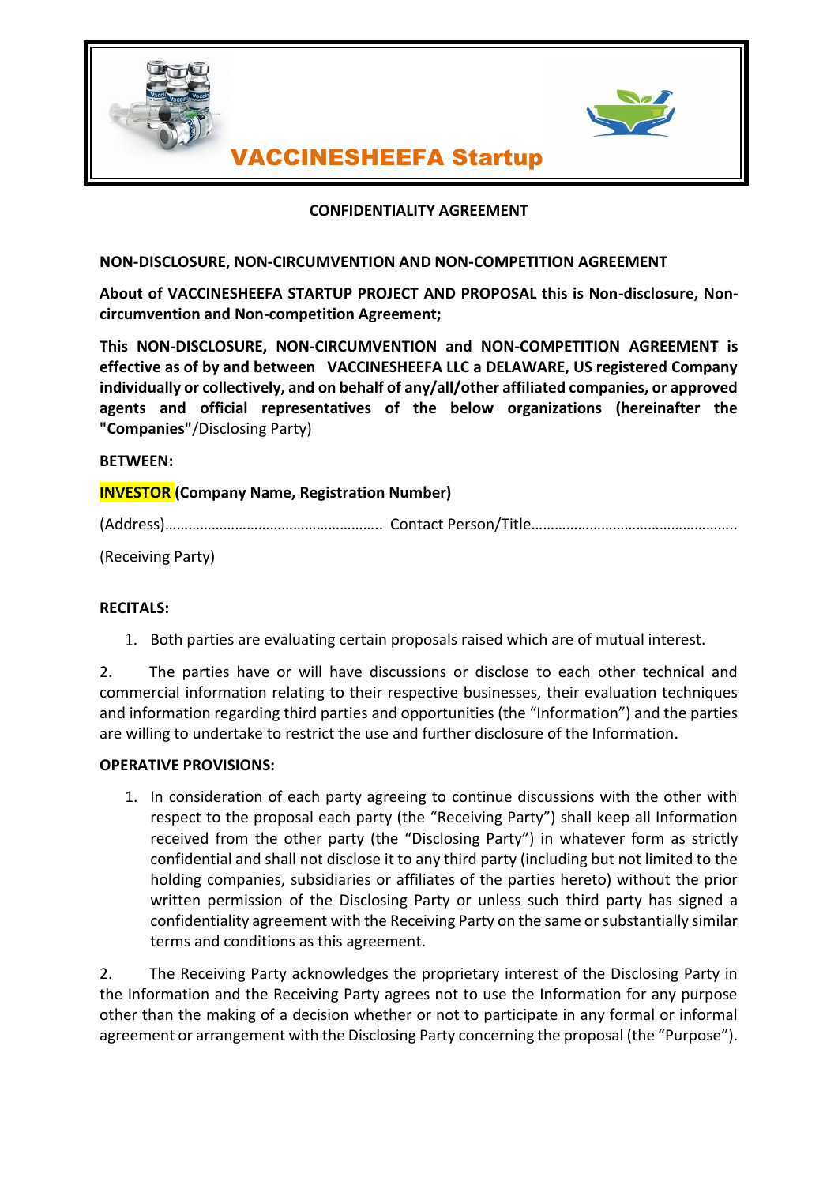# VACCINESHEEFA Startup

## CONFIDENTIALITY AGREEMENT

**NON-DISCLOSURE, NON-CIRCUMVENTION AND NON-COMPETITION AGREEMENT**

**About of VACCINESHEEFA STARTUP PROJECT AND PROPOSAL this is Non-disclosure, Non-circumvention and Non-competition Agreement;**

**This NON-DISCLOSURE, NON-CIRCUMVENTION and NON-COMPETITION AGREEMENT is effective as of by and between VACCINESHEEFA LLC a DELAWARE, US registered Company individually or collectively, and on behalf of any/all/other affiliated companies, or approved agents and official representatives of the below organizations (hereinafter the "Companies"**/Disclosing Party)

**BETWEEN:**

**INVESTOR (Company Name, Registration Number)**

(Address)……………………………………………….. Contact Person/Title…………………………………………….

(Receiving Party)

**RECITALS:**

1. Both parties are evaluating certain proposals raised which are of mutual interest.

2. The parties have or will have discussions or disclose to each other technical and commercial information relating to their respective businesses, their evaluation techniques and information regarding third parties and opportunities (the "Information") and the parties are willing to undertake to restrict the use and further disclosure of the Information.

**OPERATIVE PROVISIONS:**

1. In consideration of each party agreeing to continue discussions with the other with respect to the proposal each party (the "Receiving Party") shall keep all Information received from the other party (the "Disclosing Party") in whatever form as strictly confidential and shall not disclose it to any third party (including but not limited to the holding companies, subsidiaries or affiliates of the parties hereto) without the prior written permission of the Disclosing Party or unless such third party has signed a confidentiality agreement with the Receiving Party on the same or substantially similar terms and conditions as this agreement.

2. The Receiving Party acknowledges the proprietary interest of the Disclosing Party in the Information and the Receiving Party agrees not to use the Information for any purpose other than the making of a decision whether or not to participate in any formal or informal agreement or arrangement with the Disclosing Party concerning the proposal (the "Purpose").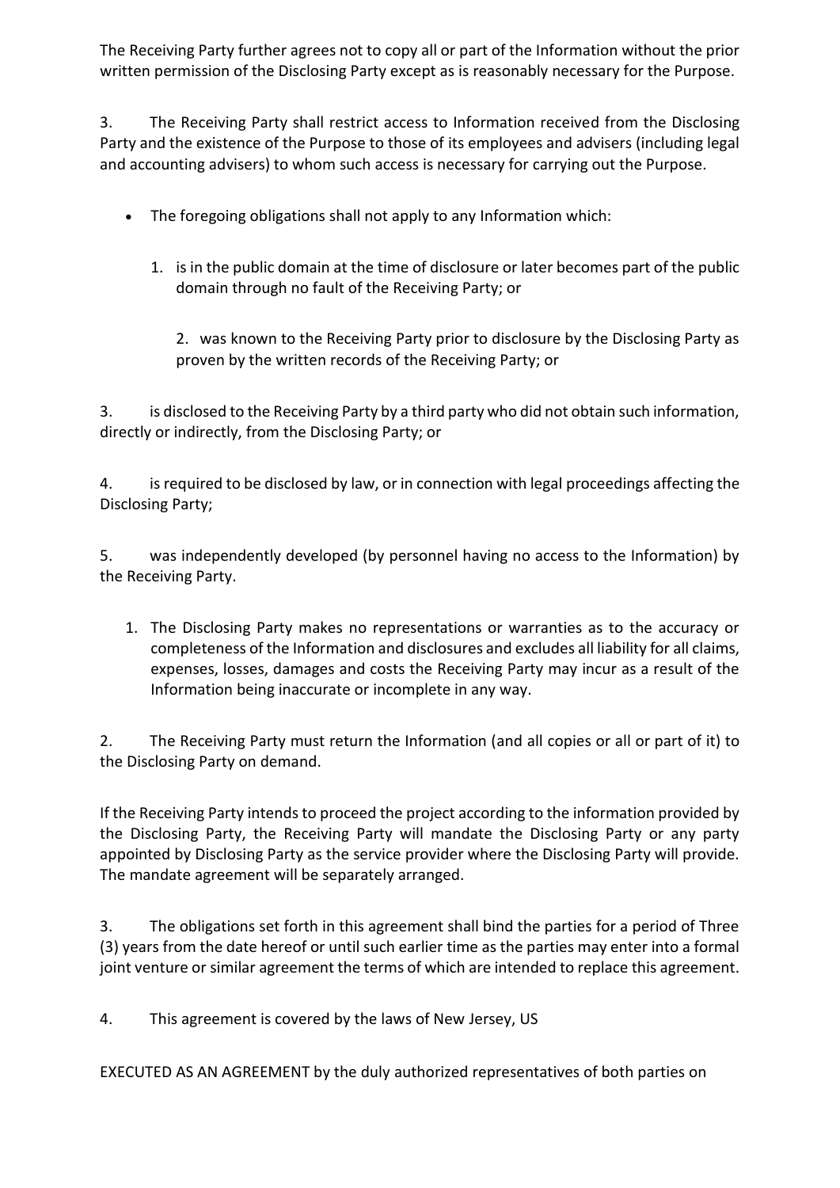The Receiving Party further agrees not to copy all or part of the Information without the prior written permission of the Disclosing Party except as is reasonably necessary for the Purpose.

3. The Receiving Party shall restrict access to Information received from the Disclosing Party and the existence of the Purpose to those of its employees and advisers (including legal and accounting advisers) to whom such access is necessary for carrying out the Purpose.

- The foregoing obligations shall not apply to any Information which:

    1. is in the public domain at the time of disclosure or later becomes part of the public domain through no fault of the Receiving Party; or

    2. was known to the Receiving Party prior to disclosure by the Disclosing Party as proven by the written records of the Receiving Party; or

3. is disclosed to the Receiving Party by a third party who did not obtain such information, directly or indirectly, from the Disclosing Party; or

4. is required to be disclosed by law, or in connection with legal proceedings affecting the Disclosing Party;

5. was independently developed (by personnel having no access to the Information) by the Receiving Party.

1. The Disclosing Party makes no representations or warranties as to the accuracy or completeness of the Information and disclosures and excludes all liability for all claims, expenses, losses, damages and costs the Receiving Party may incur as a result of the Information being inaccurate or incomplete in any way.

2. The Receiving Party must return the Information (and all copies or all or part of it) to the Disclosing Party on demand.

If the Receiving Party intends to proceed the project according to the information provided by the Disclosing Party, the Receiving Party will mandate the Disclosing Party or any party appointed by Disclosing Party as the service provider where the Disclosing Party will provide. The mandate agreement will be separately arranged.

3. The obligations set forth in this agreement shall bind the parties for a period of Three (3) years from the date hereof or until such earlier time as the parties may enter into a formal joint venture or similar agreement the terms of which are intended to replace this agreement.

4. This agreement is covered by the laws of New Jersey, US

EXECUTED AS AN AGREEMENT by the duly authorized representatives of both parties on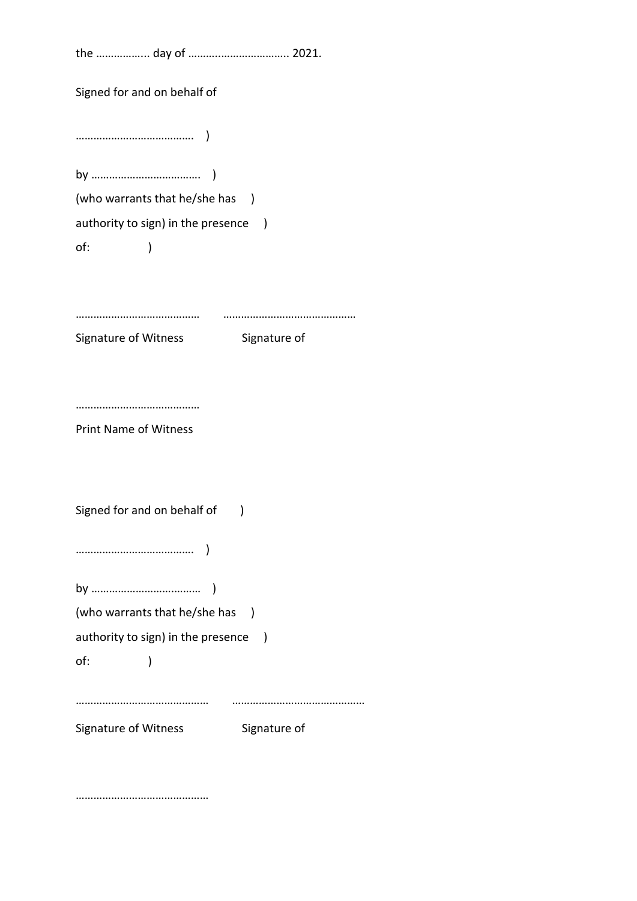the …………….. day of …………………………… 2021.

Signed for and on behalf of

…………………………………. )

by ………………………………. )
(who warrants that he/she has )
authority to sign) in the presence )
of: )

…………………………………… ………………………………………
Signature of Witness Signature of

……………………………………
Print Name of Witness

Signed for and on behalf of )

…………………………………. )

by ……………………………… )
(who warrants that he/she has )
authority to sign) in the presence )
of: )

……………………………………… ………………………………………
Signature of Witness Signature of

………………………………………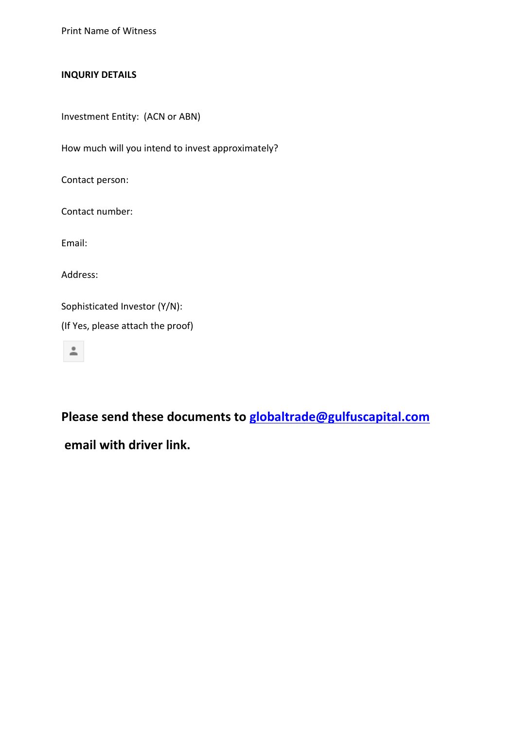Print Name of Witness

**INQURIY DETAILS**

Investment Entity: (ACN or ABN)

How much will you intend to invest approximately?

Contact person:

Contact number:

Email:

Address:

Sophisticated Investor (Y/N):

(If Yes, please attach the proof)

**Please send these documents to [globaltrade@gulfuscapital.com](mailto:globaltrade@gulfuscapital.com)**

**email with driver link.**